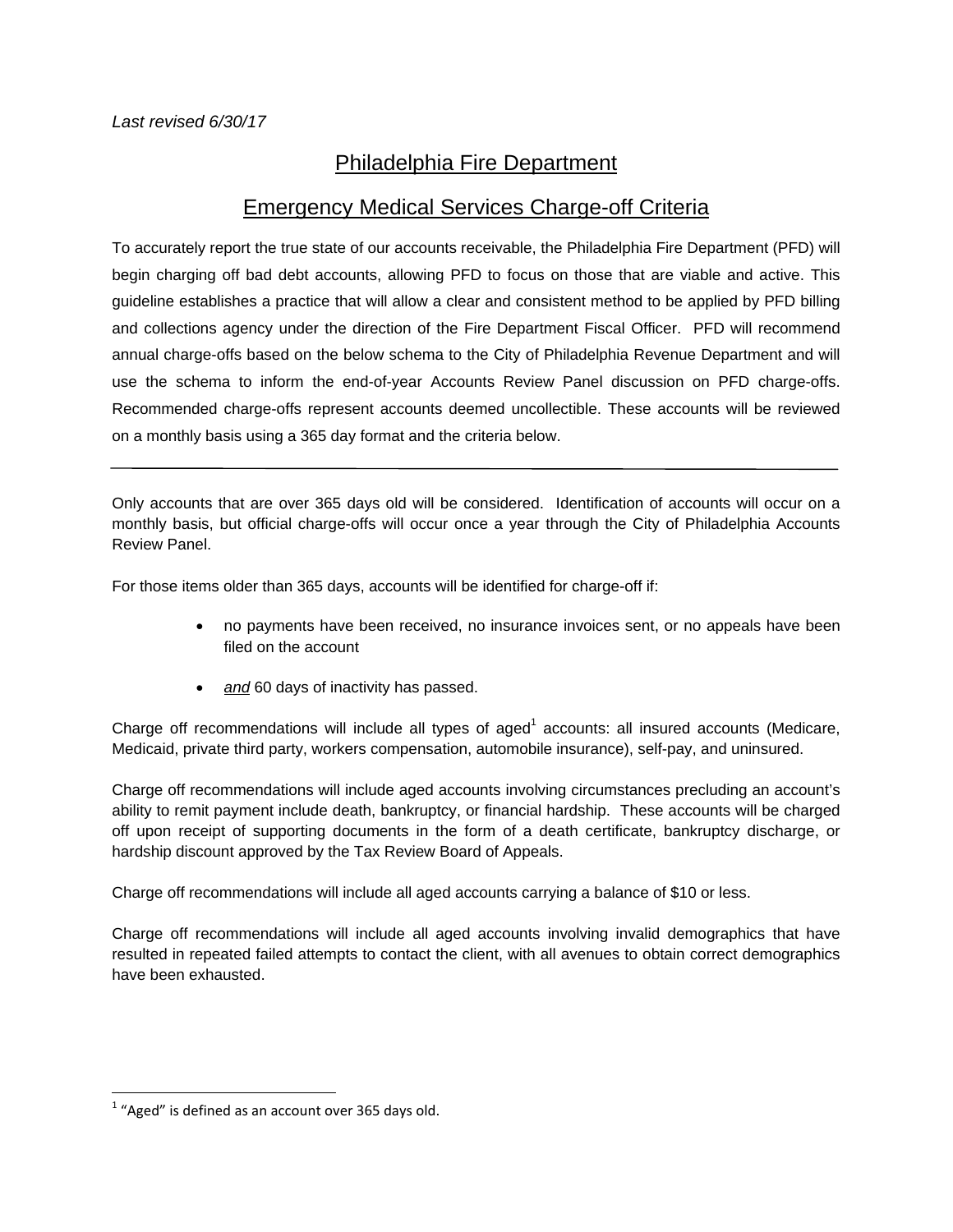*Last revised 6/30/17*

# Philadelphia Fire Department

## Emergency Medical Services Charge-off Criteria

To accurately report the true state of our accounts receivable, the Philadelphia Fire Department (PFD) will begin charging off bad debt accounts, allowing PFD to focus on those that are viable and active. This guideline establishes a practice that will allow a clear and consistent method to be applied by PFD billing and collections agency under the direction of the Fire Department Fiscal Officer. PFD will recommend annual charge-offs based on the below schema to the City of Philadelphia Revenue Department and will use the schema to inform the end-of-year Accounts Review Panel discussion on PFD charge-offs. Recommended charge-offs represent accounts deemed uncollectible. These accounts will be reviewed on a monthly basis using a 365 day format and the criteria below.

---

Only accounts that are over 365 days old will be considered. Identification of accounts will occur on a monthly basis, but official charge-offs will occur once a year through the City of Philadelphia Accounts Review Panel.

For those items older than 365 days, accounts will be identified for charge-off if:

- no payments have been received, no insurance invoices sent, or no appeals have been filed on the account
- *and* 60 days of inactivity has passed.

Charge off recommendations will include all types of aged[1] accounts: all insured accounts (Medicare, Medicaid, private third party, workers compensation, automobile insurance), self-pay, and uninsured.

Charge off recommendations will include aged accounts involving circumstances precluding an account's ability to remit payment include death, bankruptcy, or financial hardship. These accounts will be charged off upon receipt of supporting documents in the form of a death certificate, bankruptcy discharge, or hardship discount approved by the Tax Review Board of Appeals.

Charge off recommendations will include all aged accounts carrying a balance of $10 or less.

Charge off recommendations will include all aged accounts involving invalid demographics that have resulted in repeated failed attempts to contact the client, with all avenues to obtain correct demographics have been exhausted.

---

[1] "Aged" is defined as an account over 365 days old.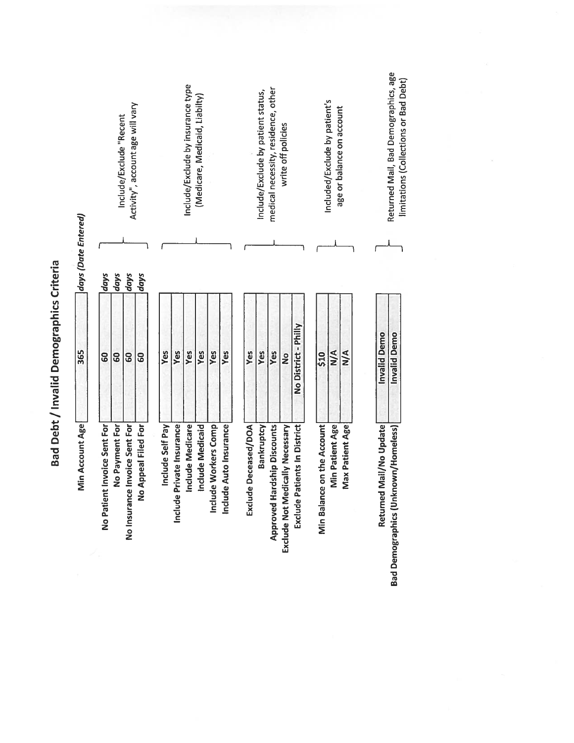# Bad Debt / Invalid Demographics Criteria

| | | | |
|---|---|---|---|
| Min Account Age | 365 | *days (Date Entered)* | |
| No Patient Invoice Sent For | 60 | *days* | Include/Exclude "Recent Activity", account age will vary |
| No Payment For | 60 | *days* | |
| No Insurance Invoice Sent For | 60 | *days* | |
| No Appeal Filed For | 60 | *days* | |
| Include Self Pay | Yes | | Include/Exclude by insurance type (Medicare, Medicaid, Liabilty) |
| Include Private Insurance | Yes | | |
| Include Medicare | Yes | | |
| Include Medicaid | Yes | | |
| Include Workers Comp | Yes | | |
| Include Auto Insurance | Yes | | |
| Exclude Deceased/DOA | Yes | | Include/Exclude by patient status, medical necessity, residence, other write off policies |
| Bankruptcy | Yes | | |
| Approved Hardship Discounts | Yes | | |
| Exclude Not Medically Necessary | No | | |
| Exclude Patients In District | No District - Philly | | |
| Min Balance on the Account | $10 | | Included/Exclude by patient's age or balance on account |
| Min Patient Age | N/A | | |
| Max Patient Age | N/A | | |
| Returned Mail/No Update | Invalid Demo | | Returned Mail, Bad Demographics, age limitations (Collections or Bad Debt) |
| Bad Demographics (Unknown/Homeless) | Invalid Demo | | |